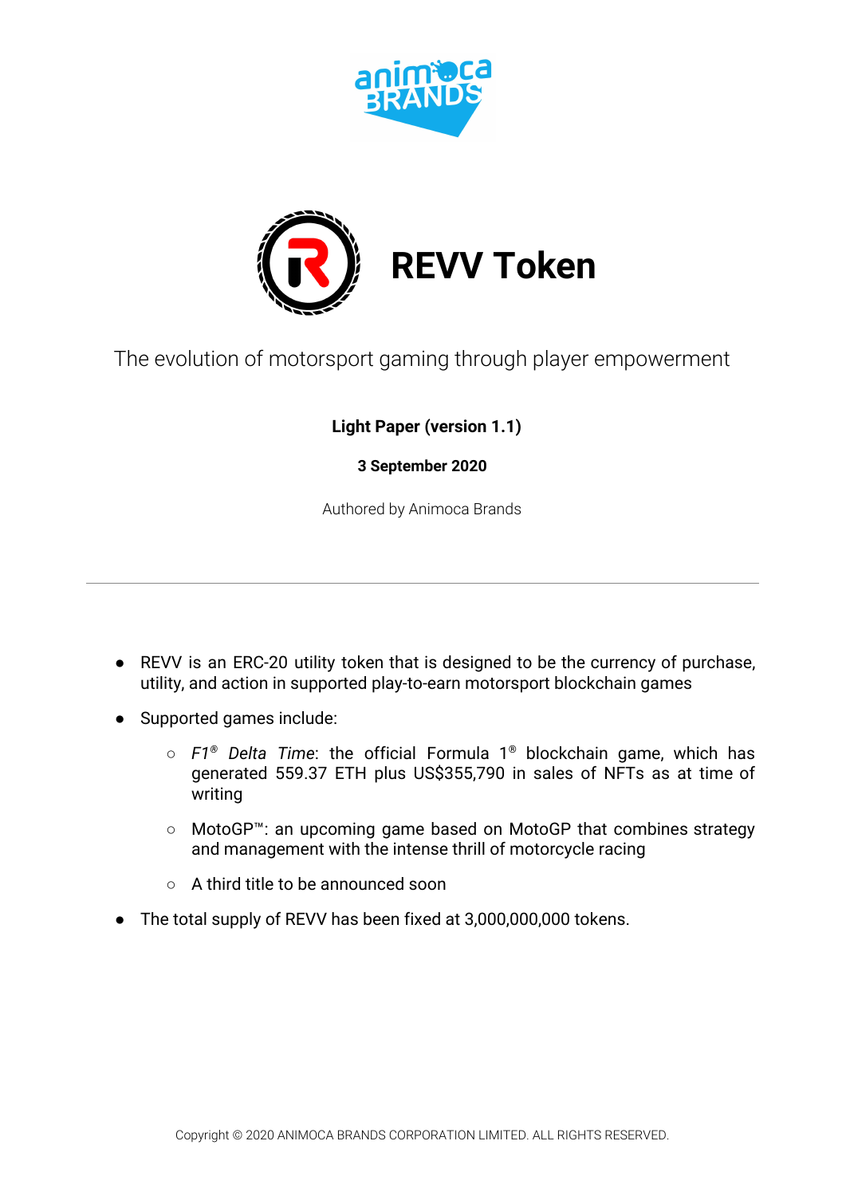# REVV Token

The evolution of motorsport gaming through player empowerment

**Light Paper (version 1.1)**

**3 September 2020**

Authored by Animoca Brands

---

- REVV is an ERC-20 utility token that is designed to be the currency of purchase, utility, and action in supported play-to-earn motorsport blockchain games
- Supported games include:
  - *F1® Delta Time*: the official Formula 1® blockchain game, which has generated 559.37 ETH plus US$355,790 in sales of NFTs as at time of writing
  - MotoGP™: an upcoming game based on MotoGP that combines strategy and management with the intense thrill of motorcycle racing
  - A third title to be announced soon
- The total supply of REVV has been fixed at 3,000,000,000 tokens.

Copyright © 2020 ANIMOCA BRANDS CORPORATION LIMITED. ALL RIGHTS RESERVED.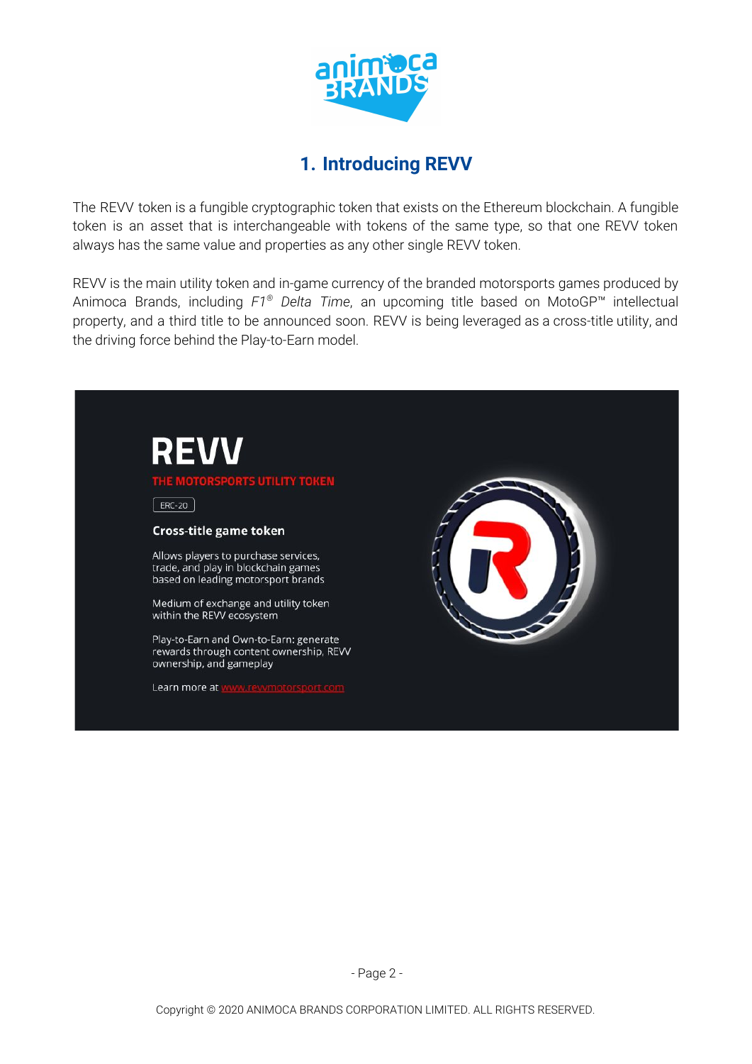## 1. Introducing REVV

The REVV token is a fungible cryptographic token that exists on the Ethereum blockchain. A fungible token is an asset that is interchangeable with tokens of the same type, so that one REVV token always has the same value and properties as any other single REVV token.

REVV is the main utility token and in-game currency of the branded motorsports games produced by Animoca Brands, including *F1® Delta Time*, an upcoming title based on MotoGP™ intellectual property, and a third title to be announced soon. REVV is being leveraged as a cross-title utility, and the driving force behind the Play-to-Earn model.

**REVV**

**THE MOTORSPORTS UTILITY TOKEN**

ERC-20

**Cross-title game token**

Allows players to purchase services, trade, and play in blockchain games based on leading motorsport brands

Medium of exchange and utility token within the REVV ecosystem

Play-to-Earn and Own-to-Earn: generate rewards through content ownership, REVV ownership, and gameplay

Learn more at www.revvmotorsport.com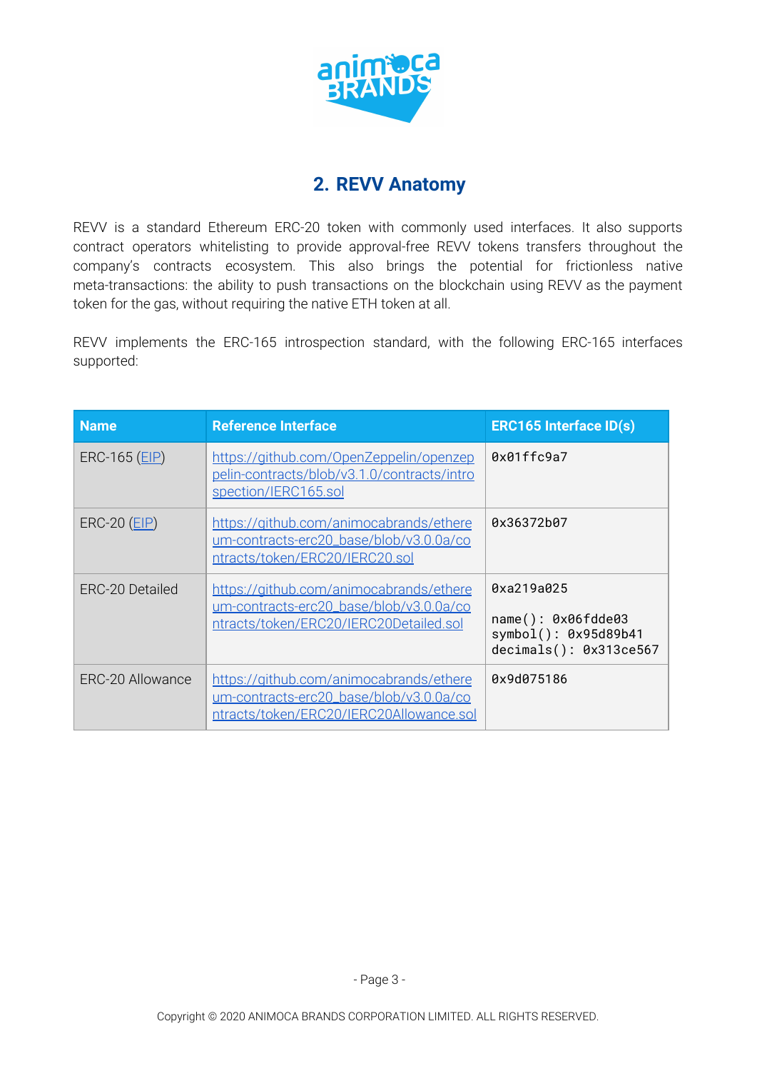## 2. REVV Anatomy

REVV is a standard Ethereum ERC-20 token with commonly used interfaces. It also supports contract operators whitelisting to provide approval-free REVV tokens transfers throughout the company's contracts ecosystem. This also brings the potential for frictionless native meta-transactions: the ability to push transactions on the blockchain using REVV as the payment token for the gas, without requiring the native ETH token at all.

REVV implements the ERC-165 introspection standard, with the following ERC-165 interfaces supported:

| Name | Reference Interface | ERC165 Interface ID(s) |
|---|---|---|
| ERC-165 (EIP) | https://github.com/OpenZeppelin/openzeppelin-contracts/blob/v3.1.0/contracts/introspection/IERC165.sol | 0x01ffc9a7 |
| ERC-20 (EIP) | https://github.com/animocabrands/ethereum-contracts-erc20_base/blob/v3.0.0a/contracts/token/ERC20/IERC20.sol | 0x36372b07 |
| ERC-20 Detailed | https://github.com/animocabrands/ethereum-contracts-erc20_base/blob/v3.0.0a/contracts/token/ERC20/IERC20Detailed.sol | 0xa219a025<br><br>name(): 0x06fdde03<br>symbol(): 0x95d89b41<br>decimals(): 0x313ce567 |
| ERC-20 Allowance | https://github.com/animocabrands/ethereum-contracts-erc20_base/blob/v3.0.0a/contracts/token/ERC20/IERC20Allowance.sol | 0x9d075186 |

Copyright © 2020 ANIMOCA BRANDS CORPORATION LIMITED. ALL RIGHTS RESERVED.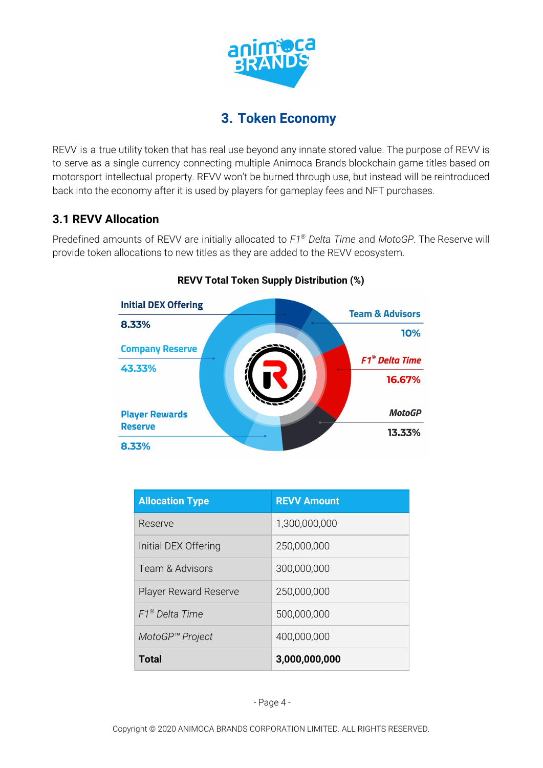## 3. Token Economy

REVV is a true utility token that has real use beyond any innate stored value. The purpose of REVV is to serve as a single currency connecting multiple Animoca Brands blockchain game titles based on motorsport intellectual property. REVV won't be burned through use, but instead will be reintroduced back into the economy after it is used by players for gameplay fees and NFT purchases.

### 3.1 REVV Allocation

Predefined amounts of REVV are initially allocated to *F1® Delta Time* and *MotoGP*. The Reserve will provide token allocations to new titles as they are added to the REVV ecosystem.

**REVV Total Token Supply Distribution (%)**

Initial DEX Offering 8.33%

Company Reserve 43.33%

Player Rewards Reserve 8.33%

Team & Advisors 10%

*F1® Delta Time* 16.67%

*MotoGP* 13.33%

| Allocation Type | REVV Amount |
|---|---|
| Reserve | 1,300,000,000 |
| Initial DEX Offering | 250,000,000 |
| Team & Advisors | 300,000,000 |
| Player Reward Reserve | 250,000,000 |
| *F1® Delta Time* | 500,000,000 |
| *MotoGP™ Project* | 400,000,000 |
| **Total** | **3,000,000,000** |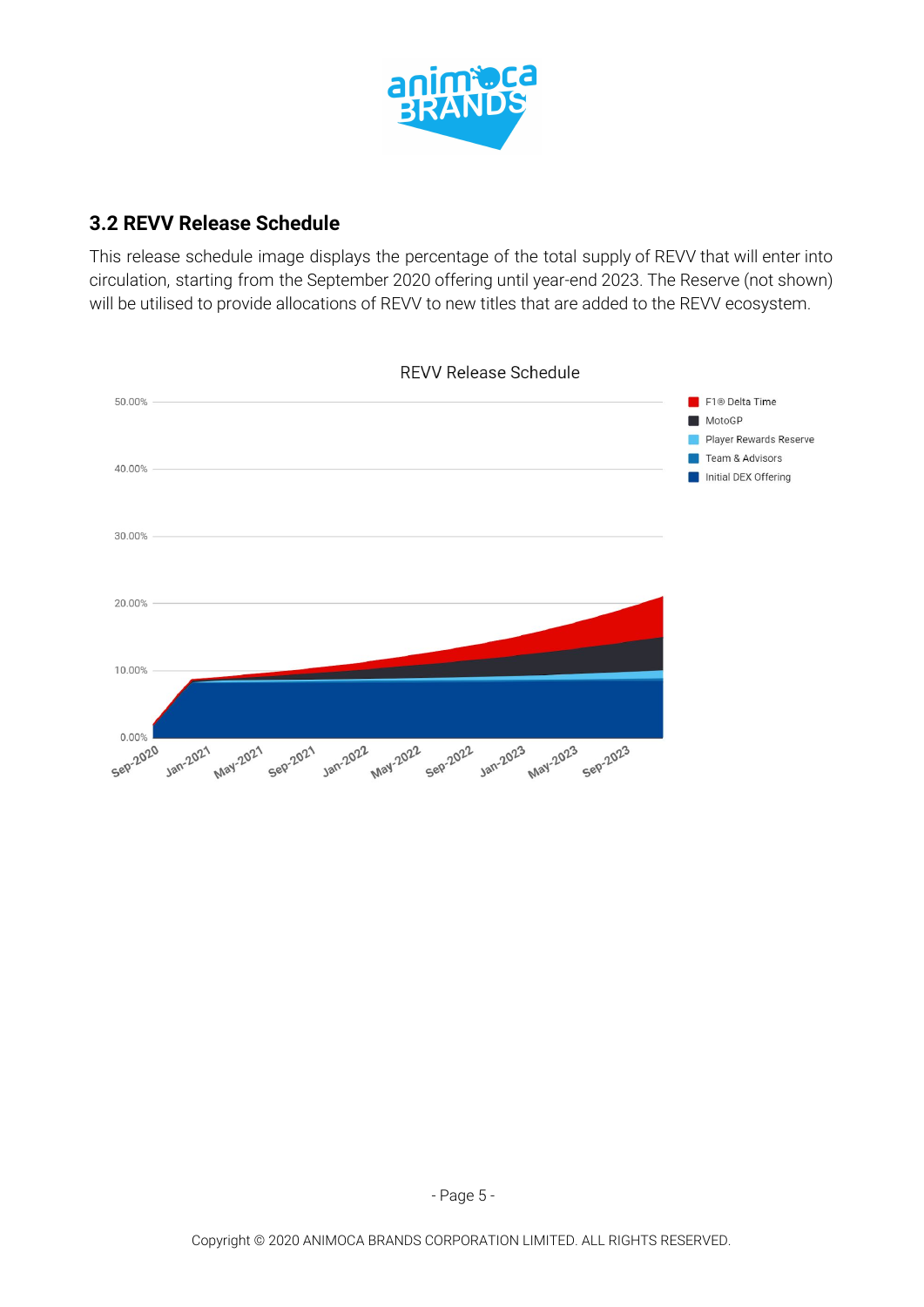## 3.2 REVV Release Schedule

This release schedule image displays the percentage of the total supply of REVV that will enter into circulation, starting from the September 2020 offering until year-end 2023. The Reserve (not shown) will be utilised to provide allocations of REVV to new titles that are added to the REVV ecosystem.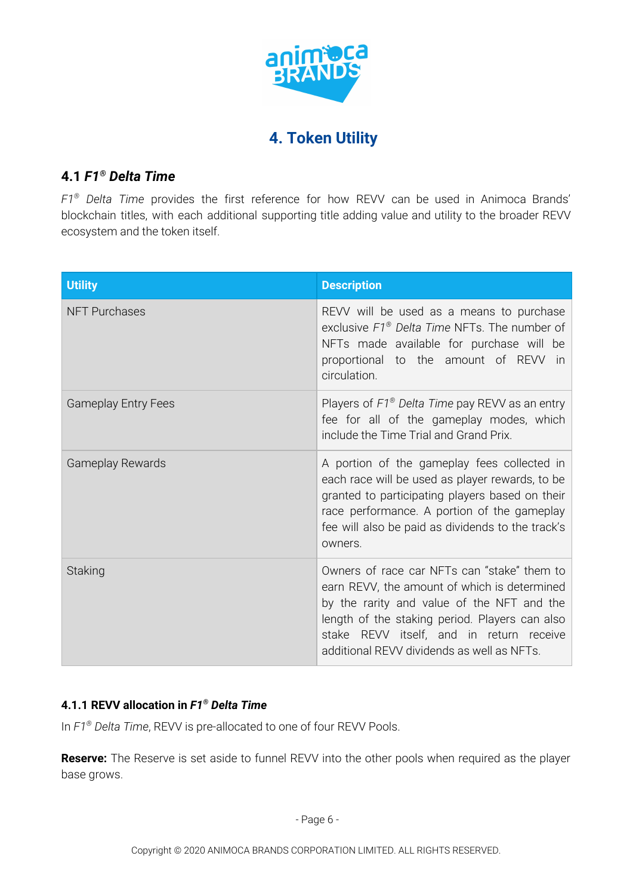# 4. Token Utility

## 4.1 *F1® Delta Time*

*F1® Delta Time* provides the first reference for how REVV can be used in Animoca Brands' blockchain titles, with each additional supporting title adding value and utility to the broader REVV ecosystem and the token itself.

| Utility | Description |
| --- | --- |
| NFT Purchases | REVV will be used as a means to purchase exclusive *F1® Delta Time* NFTs. The number of NFTs made available for purchase will be proportional to the amount of REVV in circulation. |
| Gameplay Entry Fees | Players of *F1® Delta Time* pay REVV as an entry fee for all of the gameplay modes, which include the Time Trial and Grand Prix. |
| Gameplay Rewards | A portion of the gameplay fees collected in each race will be used as player rewards, to be granted to participating players based on their race performance. A portion of the gameplay fee will also be paid as dividends to the track's owners. |
| Staking | Owners of race car NFTs can "stake" them to earn REVV, the amount of which is determined by the rarity and value of the NFT and the length of the staking period. Players can also stake REVV itself, and in return receive additional REVV dividends as well as NFTs. |

### 4.1.1 REVV allocation in *F1® Delta Time*

In *F1® Delta Time*, REVV is pre-allocated to one of four REVV Pools.

**Reserve:** The Reserve is set aside to funnel REVV into the other pools when required as the player base grows.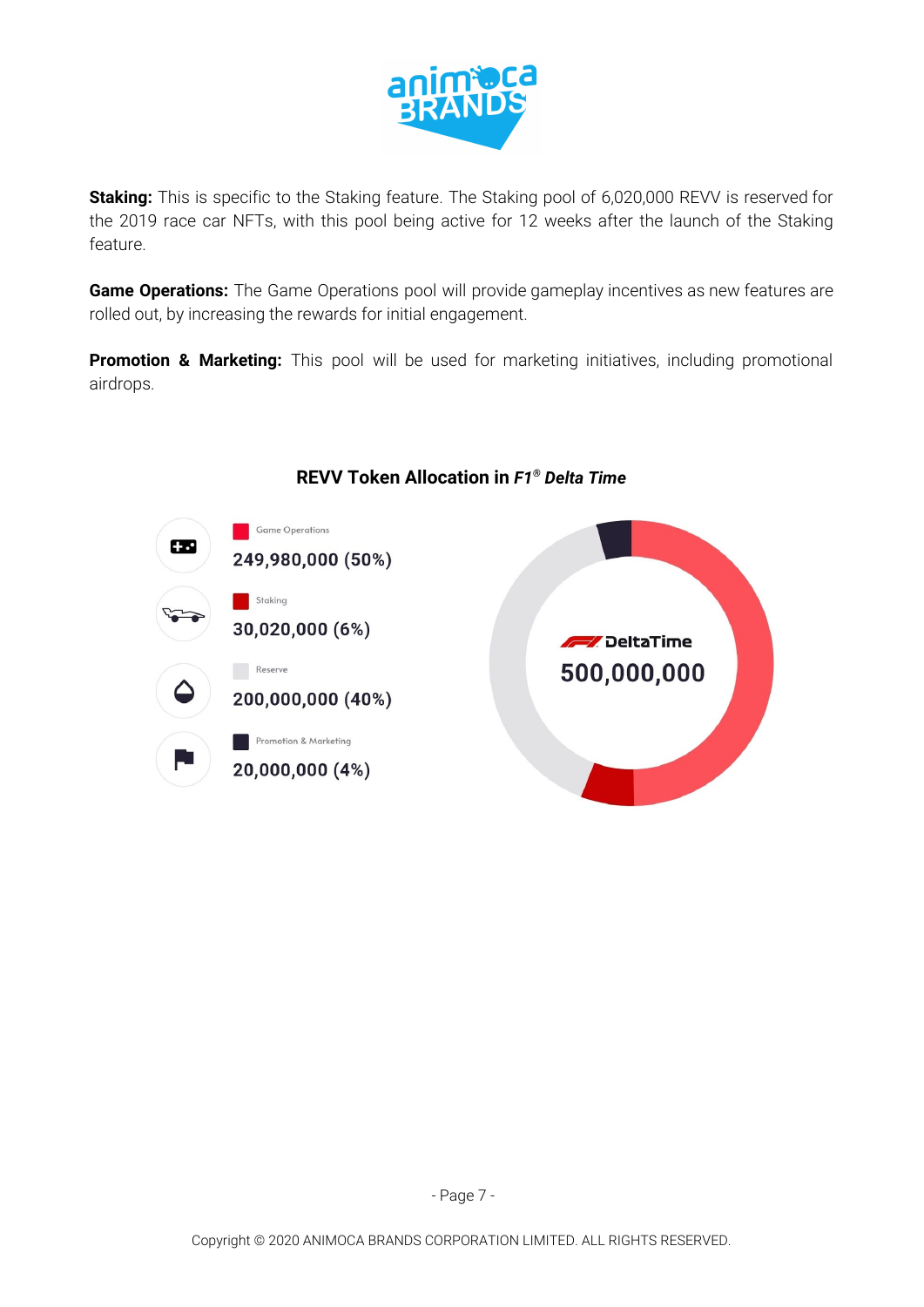**Staking:** This is specific to the Staking feature. The Staking pool of 6,020,000 REVV is reserved for the 2019 race car NFTs, with this pool being active for 12 weeks after the launch of the Staking feature.

**Game Operations:** The Game Operations pool will provide gameplay incentives as new features are rolled out, by increasing the rewards for initial engagement.

**Promotion & Marketing:** This pool will be used for marketing initiatives, including promotional airdrops.

**REVV Token Allocation in *F1® Delta Time***

| Allocation | Amount |
| --- | --- |
| Game Operations | 249,980,000 (50%) |
| Staking | 30,020,000 (6%) |
| Reserve | 200,000,000 (40%) |
| Promotion & Marketing | 20,000,000 (4%) |

DeltaTime 500,000,000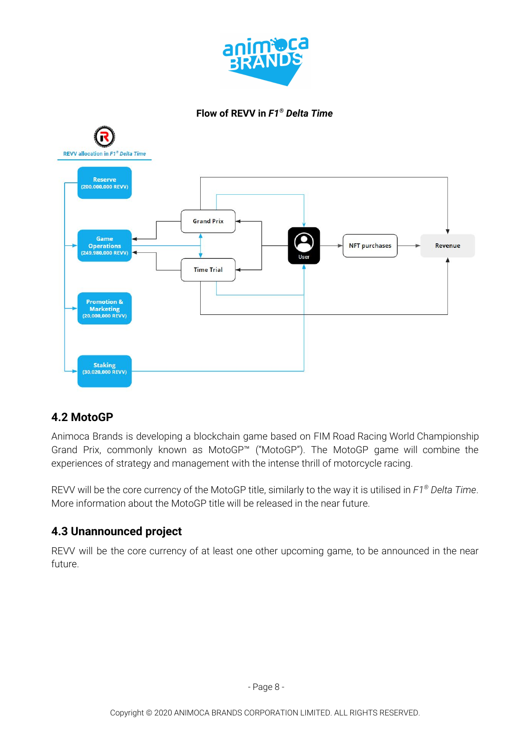**Flow of REVV in *F1® Delta Time***

REVV allocation in *F1® Delta Time*

Reserve (200,000,000 REVV)

Game Operations (249,980,000 REVV)

Promotion & Marketing (20,000,000 REVV)

Staking (30,020,000 REVV)

Grand Prix

Time Trial

User

NFT purchases

Revenue

## 4.2 MotoGP

Animoca Brands is developing a blockchain game based on FIM Road Racing World Championship Grand Prix, commonly known as MotoGP™ ("MotoGP"). The MotoGP game will combine the experiences of strategy and management with the intense thrill of motorcycle racing.

REVV will be the core currency of the MotoGP title, similarly to the way it is utilised in *F1® Delta Time*. More information about the MotoGP title will be released in the near future.

## 4.3 Unannounced project

REVV will be the core currency of at least one other upcoming game, to be announced in the near future.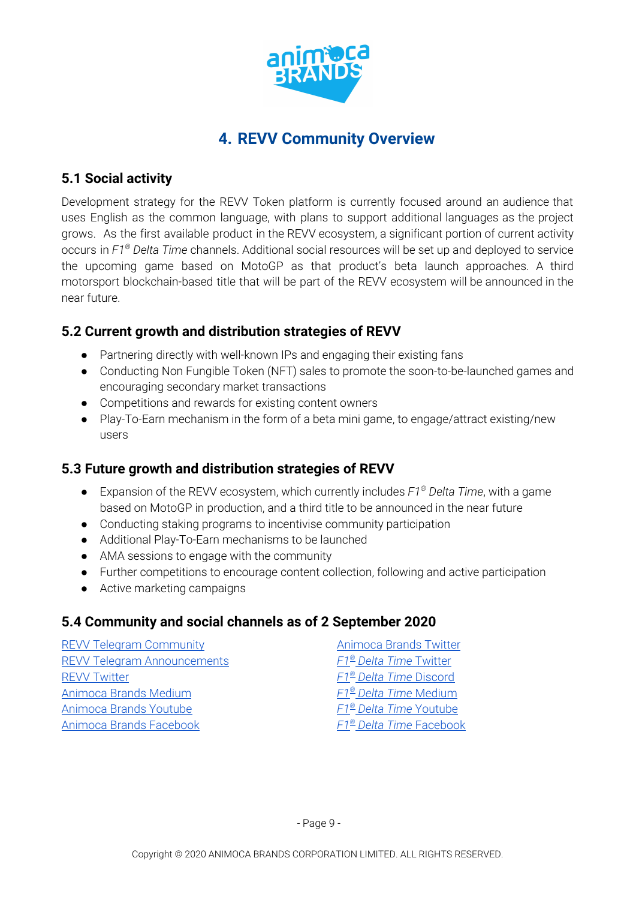# 4. REVV Community Overview

## 5.1 Social activity

Development strategy for the REVV Token platform is currently focused around an audience that uses English as the common language, with plans to support additional languages as the project grows. As the first available product in the REVV ecosystem, a significant portion of current activity occurs in *F1® Delta Time* channels. Additional social resources will be set up and deployed to service the upcoming game based on MotoGP as that product's beta launch approaches. A third motorsport blockchain-based title that will be part of the REVV ecosystem will be announced in the near future.

## 5.2 Current growth and distribution strategies of REVV

- Partnering directly with well-known IPs and engaging their existing fans
- Conducting Non Fungible Token (NFT) sales to promote the soon-to-be-launched games and encouraging secondary market transactions
- Competitions and rewards for existing content owners
- Play-To-Earn mechanism in the form of a beta mini game, to engage/attract existing/new users

## 5.3 Future growth and distribution strategies of REVV

- Expansion of the REVV ecosystem, which currently includes *F1® Delta Time*, with a game based on MotoGP in production, and a third title to be announced in the near future
- Conducting staking programs to incentivise community participation
- Additional Play-To-Earn mechanisms to be launched
- AMA sessions to engage with the community
- Further competitions to encourage content collection, following and active participation
- Active marketing campaigns

## 5.4 Community and social channels as of 2 September 2020

REVV Telegram Community
REVV Telegram Announcements
REVV Twitter
Animoca Brands Medium
Animoca Brands Youtube
Animoca Brands Facebook
Animoca Brands Twitter
*F1® Delta Time* Twitter
*F1® Delta Time* Discord
*F1® Delta Time* Medium
*F1® Delta Time* Youtube
*F1® Delta Time* Facebook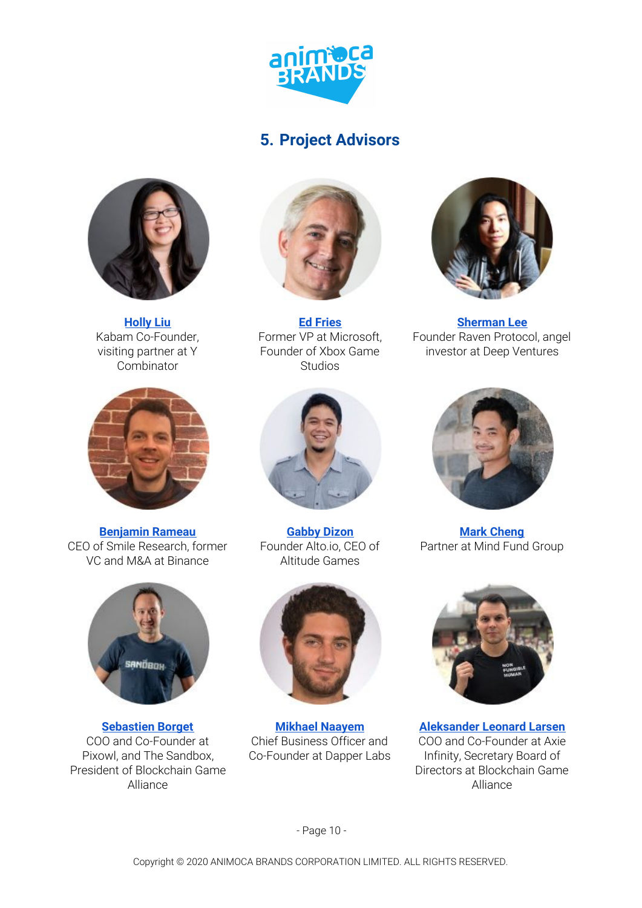## 5. Project Advisors

**Holly Liu**
Kabam Co-Founder, visiting partner at Y Combinator

**Ed Fries**
Former VP at Microsoft, Founder of Xbox Game Studios

**Sherman Lee**
Founder Raven Protocol, angel investor at Deep Ventures

**Benjamin Rameau**
CEO of Smile Research, former VC and M&A at Binance

**Gabby Dizon**
Founder Alto.io, CEO of Altitude Games

**Mark Cheng**
Partner at Mind Fund Group

**Sebastien Borget**
COO and Co-Founder at Pixowl, and The Sandbox, President of Blockchain Game Alliance

**Mikhael Naayem**
Chief Business Officer and Co-Founder at Dapper Labs

**Aleksander Leonard Larsen**
COO and Co-Founder at Axie Infinity, Secretary Board of Directors at Blockchain Game Alliance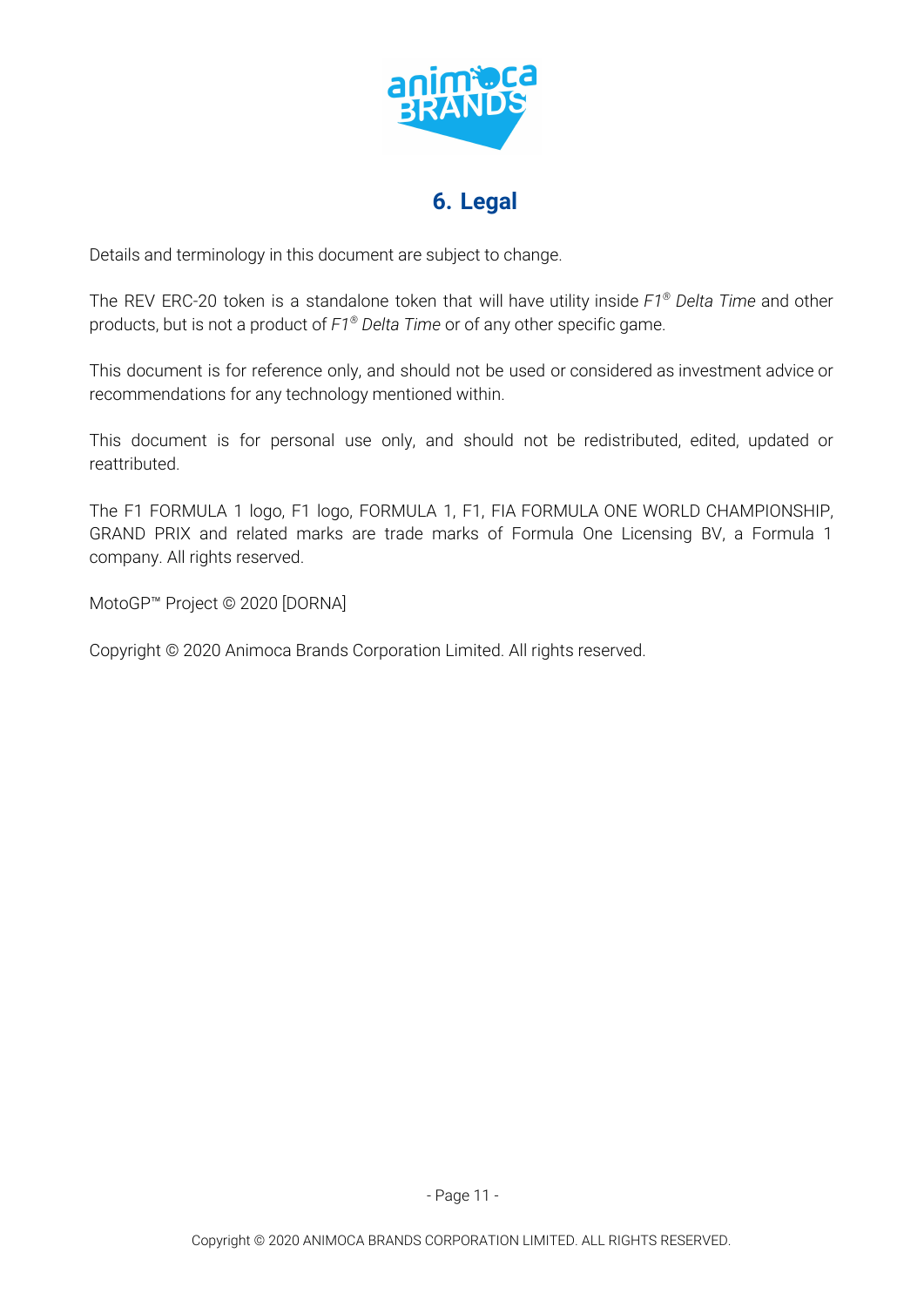## 6. Legal

Details and terminology in this document are subject to change.

The REV ERC-20 token is a standalone token that will have utility inside *F1® Delta Time* and other products, but is not a product of *F1® Delta Time* or of any other specific game.

This document is for reference only, and should not be used or considered as investment advice or recommendations for any technology mentioned within.

This document is for personal use only, and should not be redistributed, edited, updated or reattributed.

The F1 FORMULA 1 logo, F1 logo, FORMULA 1, F1, FIA FORMULA ONE WORLD CHAMPIONSHIP, GRAND PRIX and related marks are trade marks of Formula One Licensing BV, a Formula 1 company. All rights reserved.

MotoGP™ Project © 2020 [DORNA]

Copyright © 2020 Animoca Brands Corporation Limited. All rights reserved.